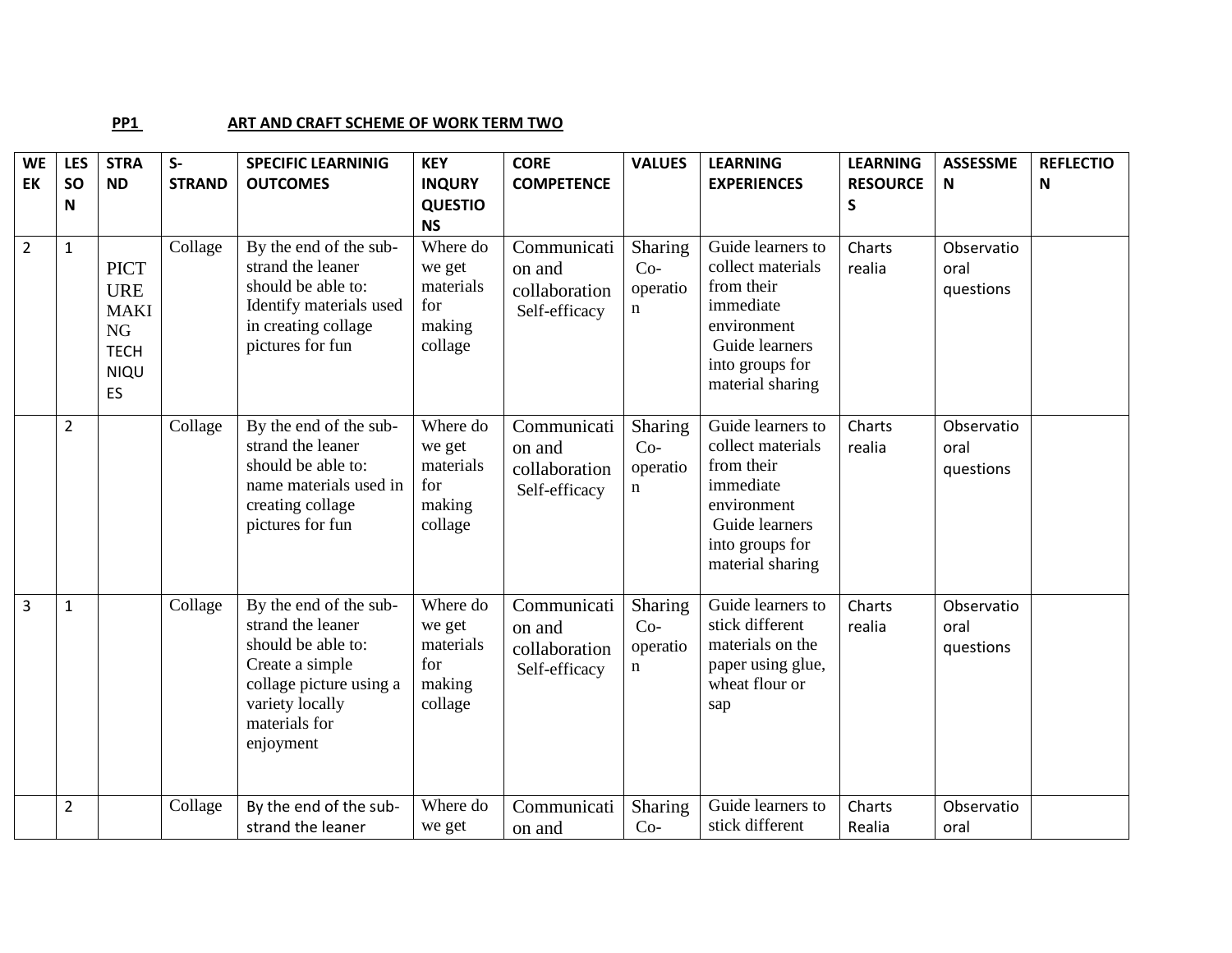**PP1 ART AND CRAFT SCHEME OF WORK TERM TWO**

| WEEK | LESSON | STRAND | S-STRAND | SPECIFIC LEARNINIG OUTCOMES | KEY INQURY QUESTIONS | CORE COMPETENCE | VALUES | LEARNING EXPERIENCES | LEARNING RESOURCES | ASSESSMEN | REFLECTION |
|---|---|---|---|---|---|---|---|---|---|---|---|
| 2 | 1 | PICTURE MAKING TECHNIQUES | Collage | By the end of the sub-strand the leaner should be able to: Identify materials used in creating collage pictures for fun | Where do we get materials for making collage | Communication and collaboration Self-efficacy | Sharing Co-operation | Guide learners to collect materials from their immediate environment Guide learners into groups for material sharing | Charts realia | Observatio oral questions | |
| | 2 | | Collage | By the end of the sub-strand the leaner should be able to: name materials used in creating collage pictures for fun | Where do we get materials for making collage | Communication and collaboration Self-efficacy | Sharing Co-operation | Guide learners to collect materials from their immediate environment Guide learners into groups for material sharing | Charts realia | Observatio oral questions | |
| 3 | 1 | | Collage | By the end of the sub-strand the leaner should be able to: Create a simple collage picture using a variety locally materials for enjoyment | Where do we get materials for making collage | Communication and collaboration Self-efficacy | Sharing Co-operation | Guide learners to stick different materials on the paper using glue, wheat flour or sap | Charts realia | Observatio oral questions | |
| | 2 | | Collage | By the end of the sub-strand the leaner | Where do we get | Communication and | Sharing Co- | Guide learners to stick different | Charts Realia | Observatio oral | |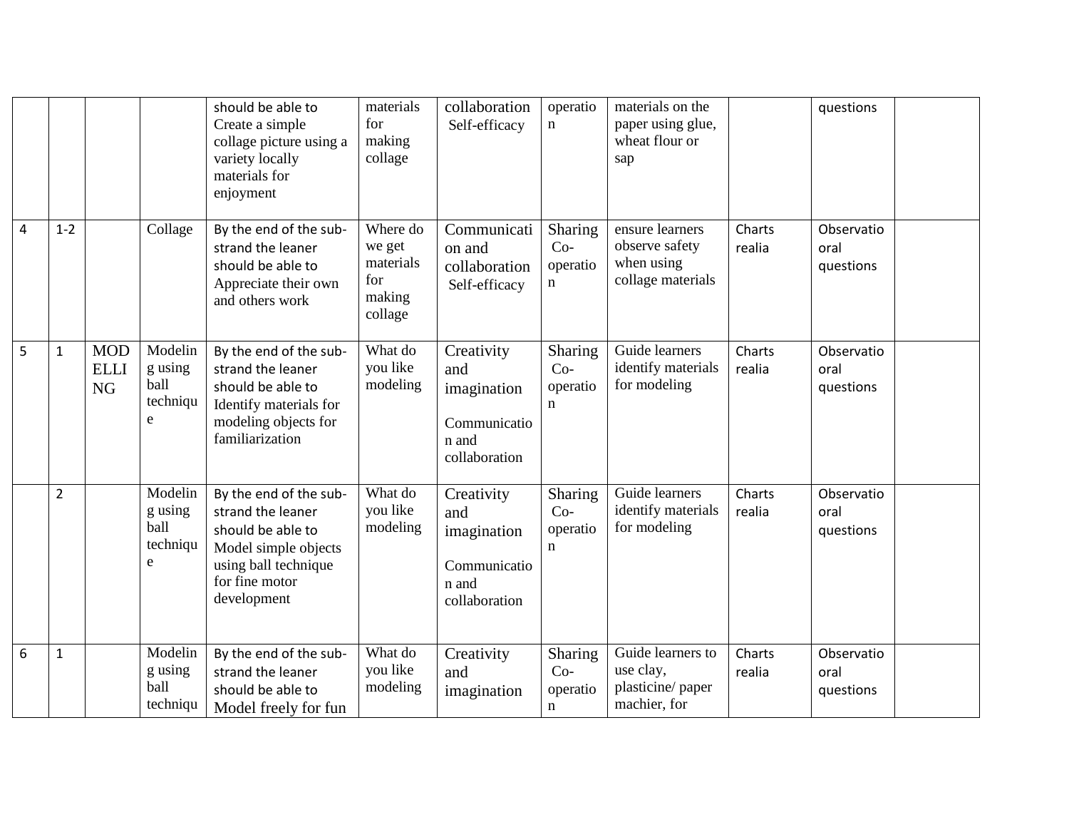| | | | | | | | | | | | |
|---|---|---|---|---|---|---|---|---|---|---|---|
| | | | | should be able to Create a simple collage picture using a variety locally materials for enjoyment | materials for making collage | collaboration Self-efficacy | operation | materials on the paper using glue, wheat flour or sap | | questions | |
| 4 | 1-2 | | Collage | By the end of the sub-strand the leaner should be able to Appreciate their own and others work | Where do we get materials for making collage | Communication and collaboration Self-efficacy | Sharing Co-operation | ensure learners observe safety when using collage materials | Charts realia | Observatio oral questions | |
| 5 | 1 | MODELLING | Modeling using ball technique | By the end of the sub-strand the leaner should be able to Identify materials for modeling objects for familiarization | What do you like modeling | Creativity and imagination Communication and collaboration | Sharing Co-operation | Guide learners identify materials for modeling | Charts realia | Observatio oral questions | |
| | 2 | | Modeling using ball technique | By the end of the sub-strand the leaner should be able to Model simple objects using ball technique for fine motor development | What do you like modeling | Creativity and imagination Communication and collaboration | Sharing Co-operation | Guide learners identify materials for modeling | Charts realia | Observatio oral questions | |
| 6 | 1 | | Modeling using ball techniqu | By the end of the sub-strand the leaner should be able to Model freely for fun | What do you like modeling | Creativity and imagination | Sharing Co-operation | Guide learners to use clay, plasticine/ paper machier, for | Charts realia | Observatio oral questions | |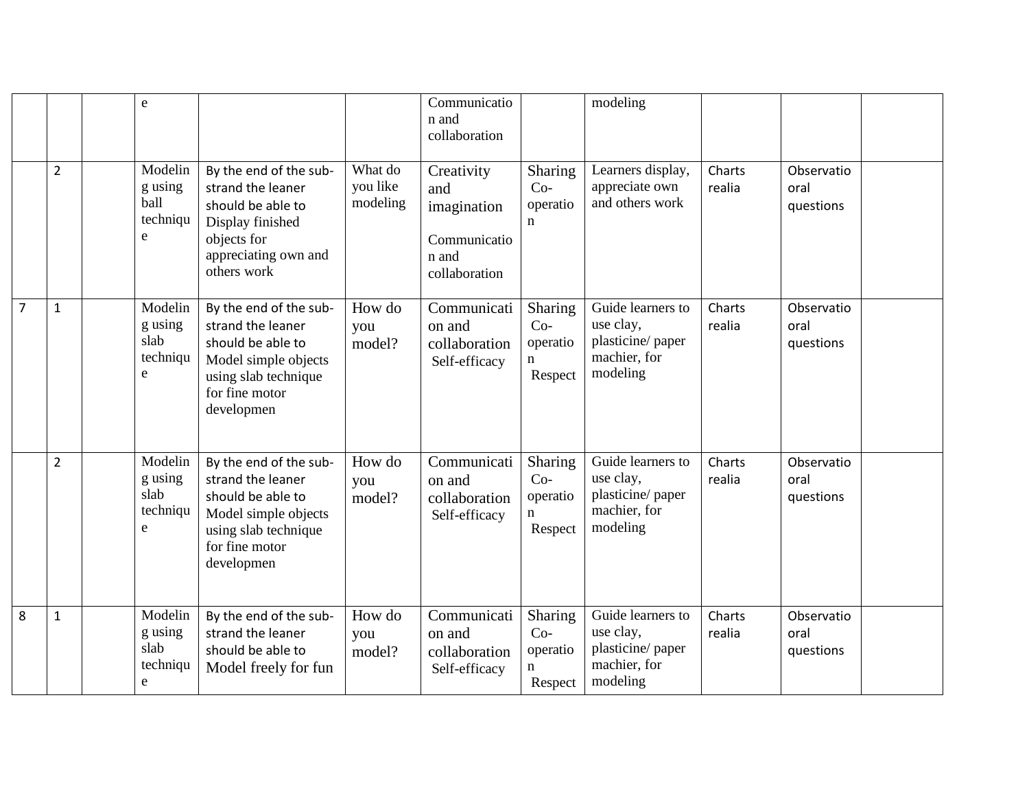| | | | | | | | | | | | |
|---|---|---|---|---|---|---|---|---|---|---|---|
| | | | e | | | Communication and collaboration | | modeling | | | |
| | 2 | | Modeling using ball technique | By the end of the sub-strand the leaner should be able to Display finished objects for appreciating own and others work | What do you like modeling | Creativity and imagination<br><br>Communication and collaboration | Sharing Co-operation | Learners display, appreciate own and others work | Charts realia | Observatio oral questions | |
| 7 | 1 | | Modeling using slab technique | By the end of the sub-strand the leaner should be able to Model simple objects using slab technique for fine motor developmen | How do you model? | Communication and collaboration Self-efficacy | Sharing Co-operation Respect | Guide learners to use clay, plasticine/ paper machier, for modeling | Charts realia | Observatio oral questions | |
| | 2 | | Modeling using slab technique | By the end of the sub-strand the leaner should be able to Model simple objects using slab technique for fine motor developmen | How do you model? | Communication and collaboration Self-efficacy | Sharing Co-operation Respect | Guide learners to use clay, plasticine/ paper machier, for modeling | Charts realia | Observatio oral questions | |
| 8 | 1 | | Modeling using slab technique | By the end of the sub-strand the leaner should be able to Model freely for fun | How do you model? | Communication and collaboration Self-efficacy | Sharing Co-operation Respect | Guide learners to use clay, plasticine/ paper machier, for modeling | Charts realia | Observatio oral questions | |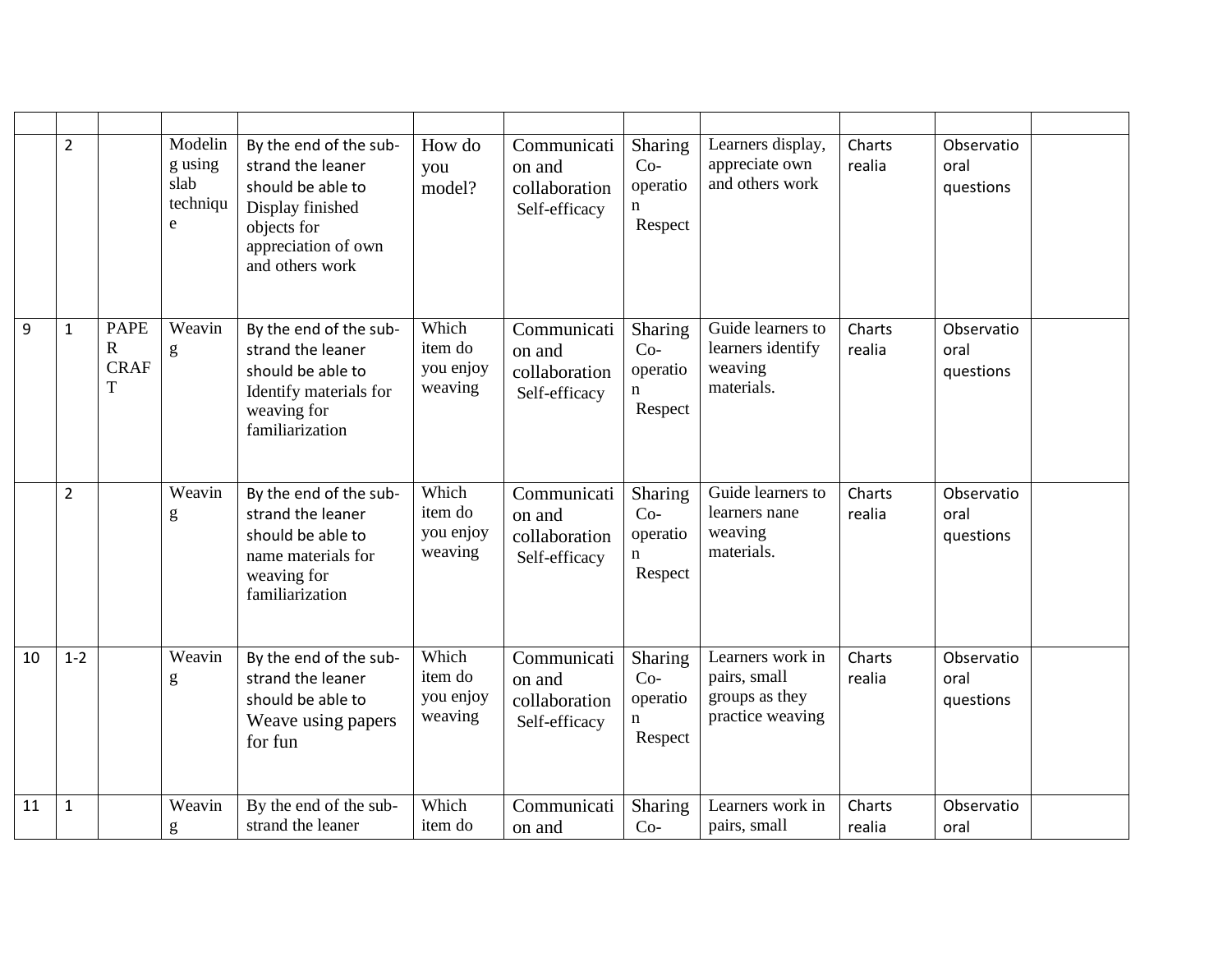| | | | | | | | | | | | |
|---|---|---|---|---|---|---|---|---|---|---|---|
| | 2 | | Modeling using slab technique | By the end of the sub-strand the leaner should be able to Display finished objects for appreciation of own and others work | How do you model? | Communication and collaboration Self-efficacy | Sharing Co-operation Respect | Learners display, appreciate own and others work | Charts realia | Observatio oral questions | |
| 9 | 1 | PAPER CRAFT | Weaving | By the end of the sub-strand the leaner should be able to Identify materials for weaving for familiarization | Which item do you enjoy weaving | Communication and collaboration Self-efficacy | Sharing Co-operation Respect | Guide learners to learners identify weaving materials. | Charts realia | Observatio oral questions | |
| | 2 | | Weaving | By the end of the sub-strand the leaner should be able to name materials for weaving for familiarization | Which item do you enjoy weaving | Communication and collaboration Self-efficacy | Sharing Co-operation Respect | Guide learners to learners nane weaving materials. | Charts realia | Observatio oral questions | |
| 10 | 1-2 | | Weaving | By the end of the sub-strand the leaner should be able to Weave using papers for fun | Which item do you enjoy weaving | Communication and collaboration Self-efficacy | Sharing Co-operation Respect | Learners work in pairs, small groups as they practice weaving | Charts realia | Observatio oral questions | |
| 11 | 1 | | Weaving | By the end of the sub-strand the leaner | Which item do | Communication and | Sharing Co- | Learners work in pairs, small | Charts realia | Observatio oral | |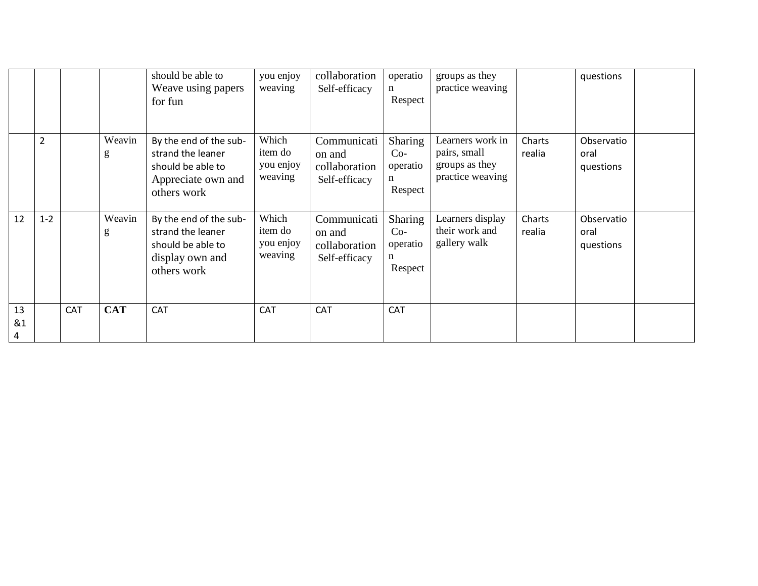| | | | | | | | | | | | |
|---|---|---|---|---|---|---|---|---|---|---|---|
| | | | | should be able to Weave using papers for fun | you enjoy weaving | collaboration Self-efficacy | operation Respect | groups as they practice weaving | | questions | |
| | 2 | | Weaving | By the end of the sub-strand the leaner should be able to Appreciate own and others work | Which item do you enjoy weaving | Communication and collaboration Self-efficacy | Sharing Co-operation Respect | Learners work in pairs, small groups as they practice weaving | Charts realia | Observatio oral questions | |
| 12 | 1-2 | | Weaving | By the end of the sub-strand the leaner should be able to display own and others work | Which item do you enjoy weaving | Communication and collaboration Self-efficacy | Sharing Co-operation Respect | Learners display their work and gallery walk | Charts realia | Observatio oral questions | |
| 13 &14 | | CAT | **CAT** | CAT | CAT | CAT | CAT | | | | |